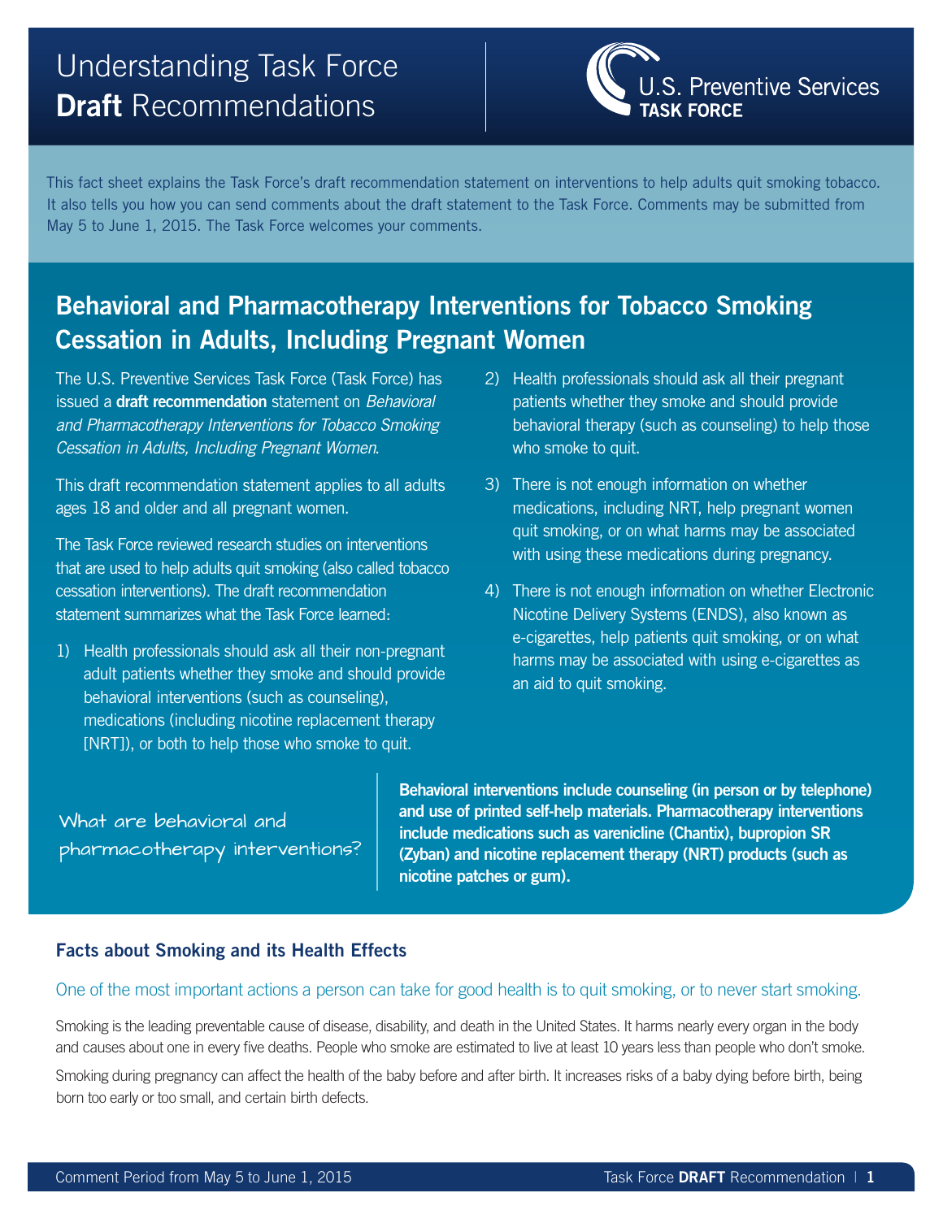# Understanding Task Force **Draft** Recommendations

U.S. Preventive Services **TASK FORCE**

This fact sheet explains the Task Force's draft recommendation statement on interventions to help adults quit smoking tobacco. It also tells you how you can send comments about the draft statement to the Task Force. Comments may be submitted from May 5 to June 1, 2015. The Task Force welcomes your comments.

## Behavioral and Pharmacotherapy Interventions for Tobacco Smoking Cessation in Adults, Including Pregnant Women

The U.S. Preventive Services Task Force (Task Force) has issued a **draft recommendation** statement on *Behavioral and Pharmacotherapy Interventions for Tobacco Smoking Cessation in Adults, Including Pregnant Women*.

This draft recommendation statement applies to all adults ages 18 and older and all pregnant women.

The Task Force reviewed research studies on interventions that are used to help adults quit smoking (also called tobacco cessation interventions). The draft recommendation statement summarizes what the Task Force learned:

1) Health professionals should ask all their non-pregnant adult patients whether they smoke and should provide behavioral interventions (such as counseling), medications (including nicotine replacement therapy [NRT]), or both to help those who smoke to quit.
2) Health professionals should ask all their pregnant patients whether they smoke and should provide behavioral therapy (such as counseling) to help those who smoke to quit.
3) There is not enough information on whether medications, including NRT, help pregnant women quit smoking, or on what harms may be associated with using these medications during pregnancy.
4) There is not enough information on whether Electronic Nicotine Delivery Systems (ENDS), also known as e-cigarettes, help patients quit smoking, or on what harms may be associated with using e-cigarettes as an aid to quit smoking.

What are behavioral and pharmacotherapy interventions?

**Behavioral interventions include counseling (in person or by telephone) and use of printed self-help materials. Pharmacotherapy interventions include medications such as varenicline (Chantix), bupropion SR (Zyban) and nicotine replacement therapy (NRT) products (such as nicotine patches or gum).**

### Facts about Smoking and its Health Effects

One of the most important actions a person can take for good health is to quit smoking, or to never start smoking.

Smoking is the leading preventable cause of disease, disability, and death in the United States. It harms nearly every organ in the body and causes about one in every five deaths. People who smoke are estimated to live at least 10 years less than people who don't smoke.

Smoking during pregnancy can affect the health of the baby before and after birth. It increases risks of a baby dying before birth, being born too early or too small, and certain birth defects.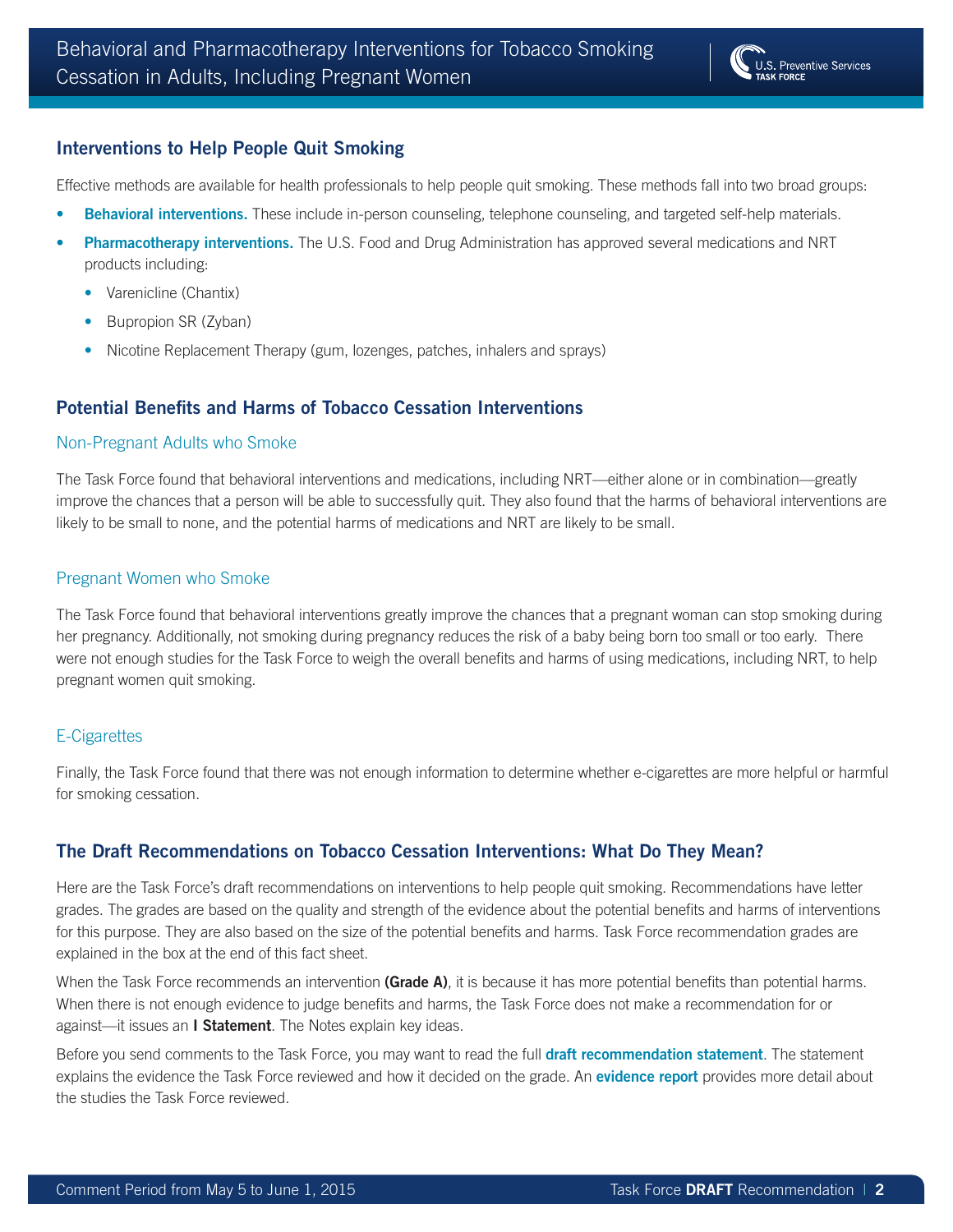## Interventions to Help People Quit Smoking

Effective methods are available for health professionals to help people quit smoking. These methods fall into two broad groups:

- **Behavioral interventions.** These include in-person counseling, telephone counseling, and targeted self-help materials.
- **Pharmacotherapy interventions.** The U.S. Food and Drug Administration has approved several medications and NRT products including:
  - Varenicline (Chantix)
  - Bupropion SR (Zyban)
  - Nicotine Replacement Therapy (gum, lozenges, patches, inhalers and sprays)

## Potential Benefits and Harms of Tobacco Cessation Interventions

### Non-Pregnant Adults who Smoke

The Task Force found that behavioral interventions and medications, including NRT—either alone or in combination—greatly improve the chances that a person will be able to successfully quit. They also found that the harms of behavioral interventions are likely to be small to none, and the potential harms of medications and NRT are likely to be small.

### Pregnant Women who Smoke

The Task Force found that behavioral interventions greatly improve the chances that a pregnant woman can stop smoking during her pregnancy. Additionally, not smoking during pregnancy reduces the risk of a baby being born too small or too early. There were not enough studies for the Task Force to weigh the overall benefits and harms of using medications, including NRT, to help pregnant women quit smoking.

### E-Cigarettes

Finally, the Task Force found that there was not enough information to determine whether e-cigarettes are more helpful or harmful for smoking cessation.

## The Draft Recommendations on Tobacco Cessation Interventions: What Do They Mean?

Here are the Task Force's draft recommendations on interventions to help people quit smoking. Recommendations have letter grades. The grades are based on the quality and strength of the evidence about the potential benefits and harms of interventions for this purpose. They are also based on the size of the potential benefits and harms. Task Force recommendation grades are explained in the box at the end of this fact sheet.

When the Task Force recommends an intervention **(Grade A)**, it is because it has more potential benefits than potential harms. When there is not enough evidence to judge benefits and harms, the Task Force does not make a recommendation for or against—it issues an **I Statement**. The Notes explain key ideas.

Before you send comments to the Task Force, you may want to read the full **draft recommendation statement**. The statement explains the evidence the Task Force reviewed and how it decided on the grade. An **evidence report** provides more detail about the studies the Task Force reviewed.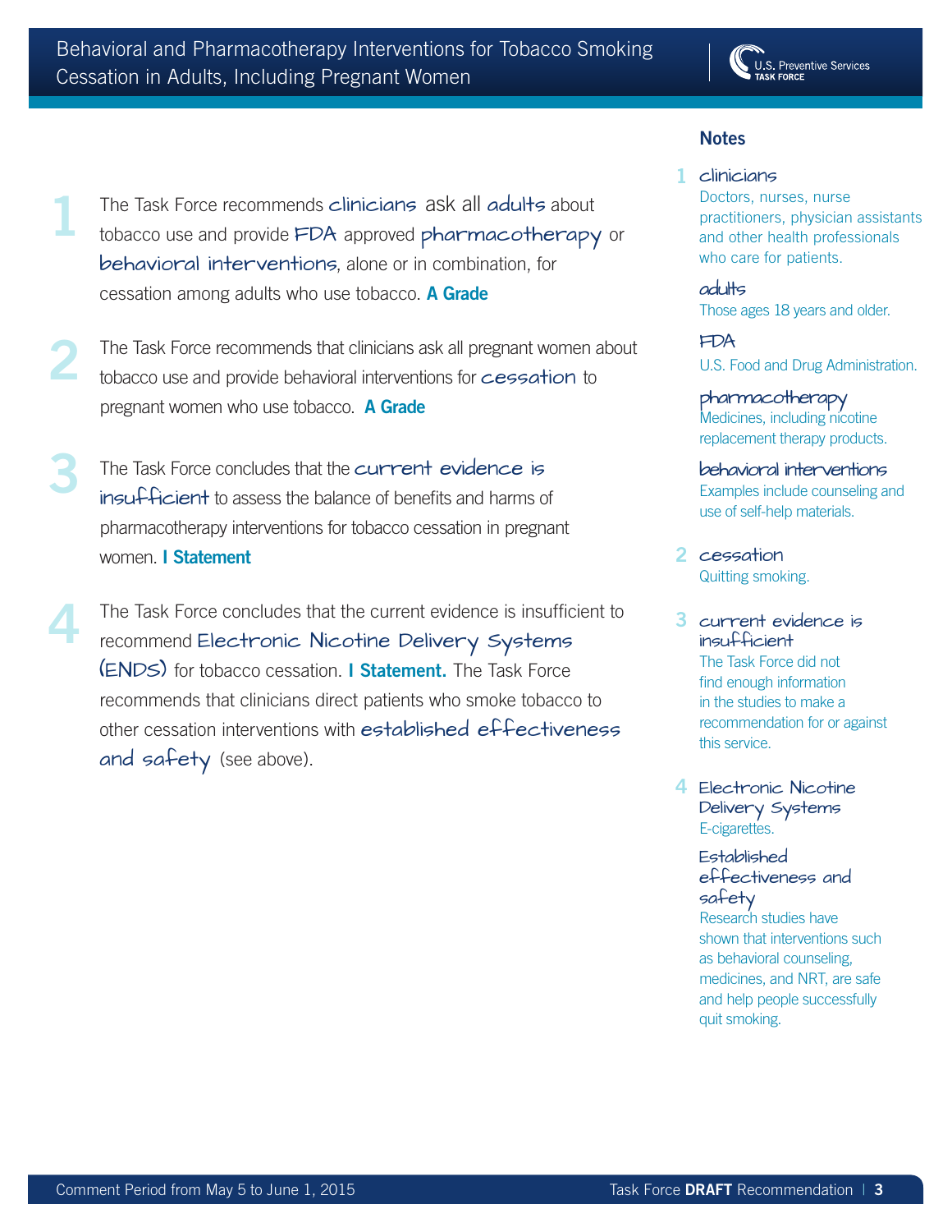1. The Task Force recommends **clinicians** ask all **adults** about tobacco use and provide **FDA** approved **pharmacotherapy** or **behavioral interventions**, alone or in combination, for cessation among adults who use tobacco. **A Grade**

2. The Task Force recommends that clinicians ask all pregnant women about tobacco use and provide behavioral interventions for **cessation** to pregnant women who use tobacco. **A Grade**

3. The Task Force concludes that the **current evidence is insufficient** to assess the balance of benefits and harms of pharmacotherapy interventions for tobacco cessation in pregnant women. **I Statement**

4. The Task Force concludes that the current evidence is insufficient to recommend **Electronic Nicotine Delivery Systems (ENDS)** for tobacco cessation. **I Statement.** The Task Force recommends that clinicians direct patients who smoke tobacco to other cessation interventions with **established effectiveness and safety** (see above).

## Notes

**1**

**clinicians**
Doctors, nurses, nurse practitioners, physician assistants and other health professionals who care for patients.

**adults**
Those ages 18 years and older.

**FDA**
U.S. Food and Drug Administration.

**pharmacotherapy**
Medicines, including nicotine replacement therapy products.

**behavioral interventions**
Examples include counseling and use of self-help materials.

**2**

**cessation**
Quitting smoking.

**3**

**current evidence is insufficient**
The Task Force did not find enough information in the studies to make a recommendation for or against this service.

**4**

**Electronic Nicotine Delivery Systems**
E-cigarettes.

**Established effectiveness and safety**
Research studies have shown that interventions such as behavioral counseling, medicines, and NRT, are safe and help people successfully quit smoking.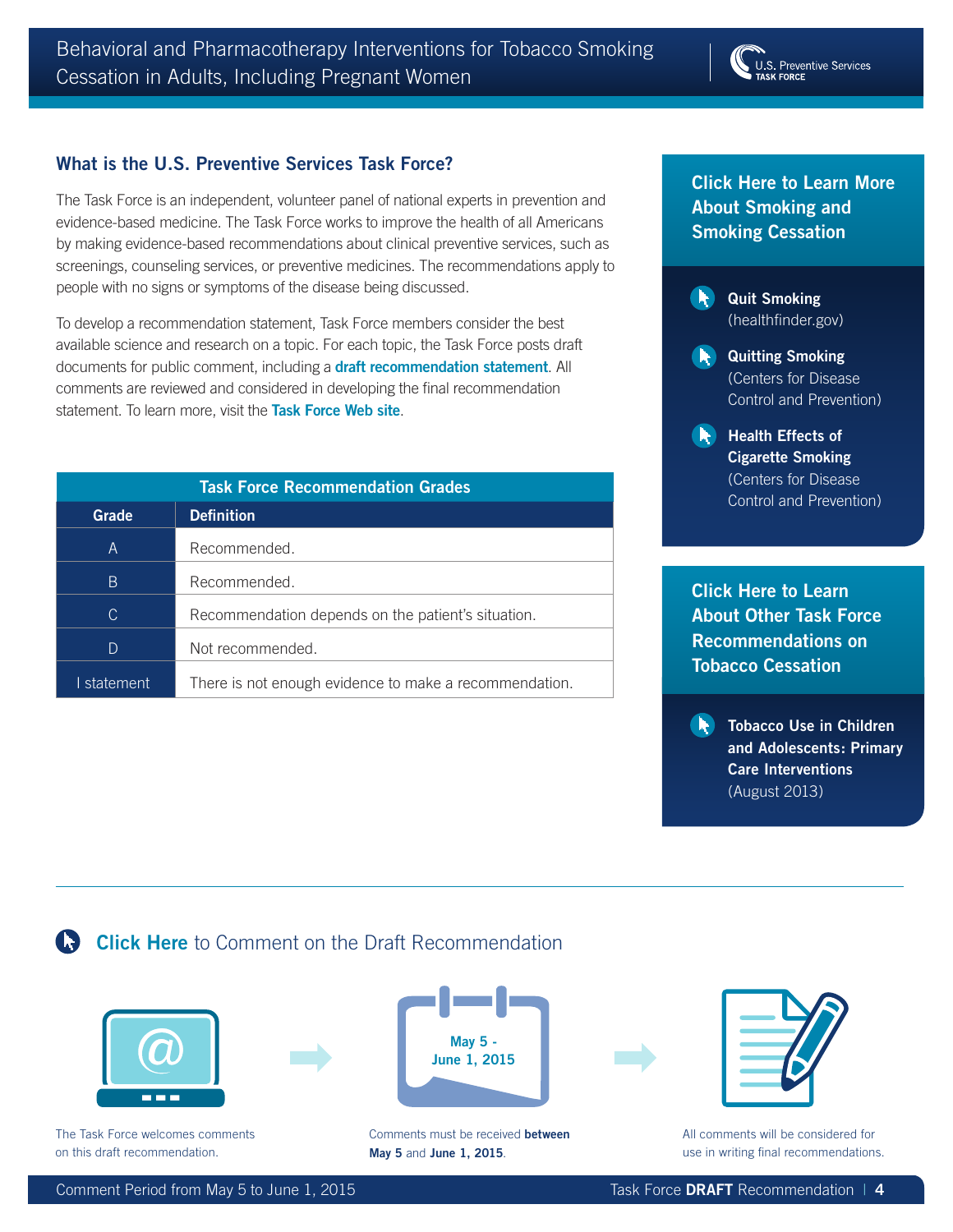## What is the U.S. Preventive Services Task Force?

The Task Force is an independent, volunteer panel of national experts in prevention and evidence-based medicine. The Task Force works to improve the health of all Americans by making evidence-based recommendations about clinical preventive services, such as screenings, counseling services, or preventive medicines. The recommendations apply to people with no signs or symptoms of the disease being discussed.

To develop a recommendation statement, Task Force members consider the best available science and research on a topic. For each topic, the Task Force posts draft documents for public comment, including a **draft recommendation statement**. All comments are reviewed and considered in developing the final recommendation statement. To learn more, visit the **Task Force Web site**.

**Task Force Recommendation Grades**

| Grade | Definition |
|---|---|
| A | Recommended. |
| B | Recommended. |
| C | Recommendation depends on the patient's situation. |
| D | Not recommended. |
| I statement | There is not enough evidence to make a recommendation. |

### Click Here to Learn More About Smoking and Smoking Cessation

- **Quit Smoking** (healthfinder.gov)
- **Quitting Smoking** (Centers for Disease Control and Prevention)
- **Health Effects of Cigarette Smoking** (Centers for Disease Control and Prevention)

### Click Here to Learn About Other Task Force Recommendations on Tobacco Cessation

- **Tobacco Use in Children and Adolescents: Primary Care Interventions** (August 2013)

---

## Click Here to Comment on the Draft Recommendation

May 5 - June 1, 2015

The Task Force welcomes comments on this draft recommendation.

Comments must be received **between May 5** and **June 1, 2015**.

All comments will be considered for use in writing final recommendations.